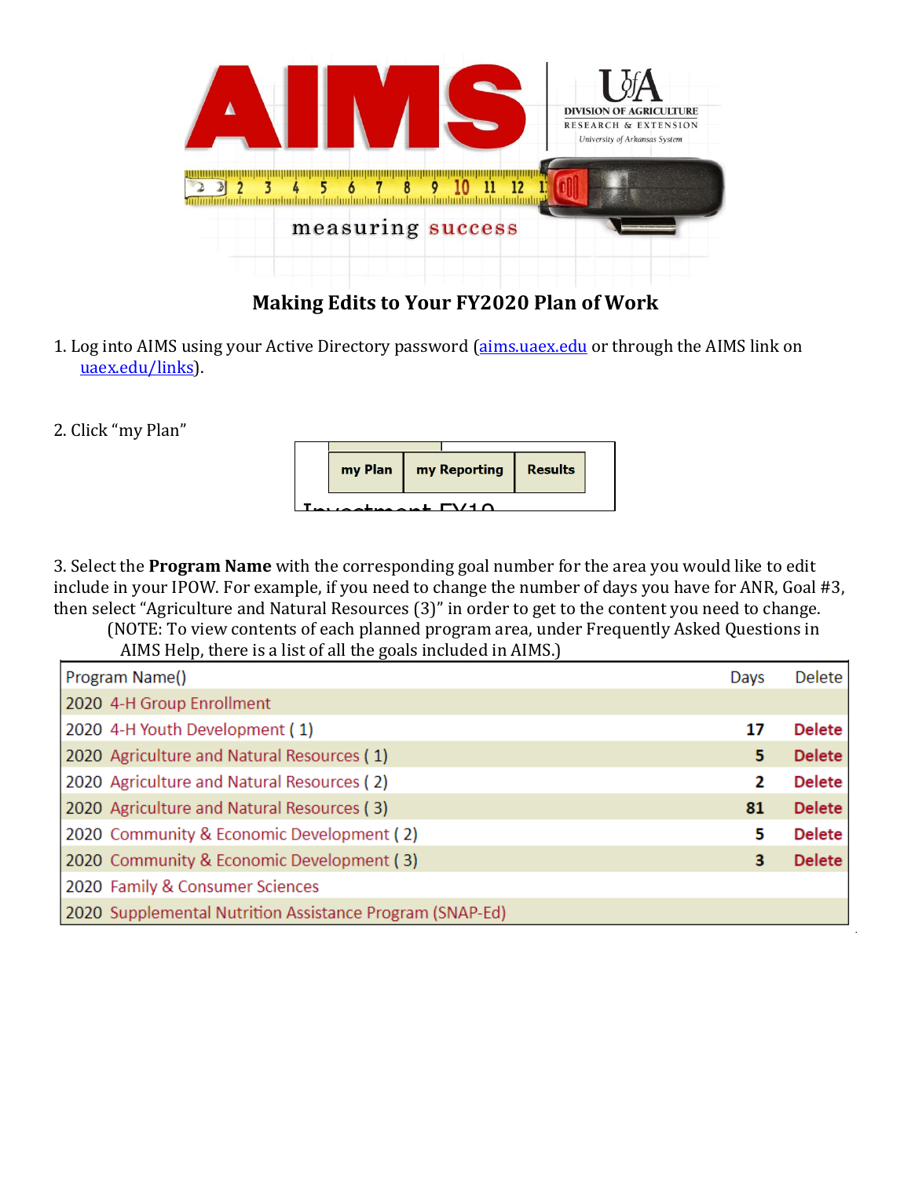# Making Edits to Your FY2020 Plan of Work

1. Log into AIMS using your Active Directory password (aims.uaex.edu or through the AIMS link on uaex.edu/links).

2. Click "my Plan"

| my Plan | my Reporting | Results |
|---|---|---|

3. Select the **Program Name** with the corresponding goal number for the area you would like to edit include in your IPOW. For example, if you need to change the number of days you have for ANR, Goal #3, then select "Agriculture and Natural Resources (3)" in order to get to the content you need to change.
   (NOTE: To view contents of each planned program area, under Frequently Asked Questions in AIMS Help, there is a list of all the goals included in AIMS.)

| Program Name() | Days | Delete |
|---|---|---|
| 2020 4-H Group Enrollment | | |
| 2020 4-H Youth Development ( 1) | 17 | Delete |
| 2020 Agriculture and Natural Resources ( 1) | 5 | Delete |
| 2020 Agriculture and Natural Resources ( 2) | 2 | Delete |
| 2020 Agriculture and Natural Resources ( 3) | 81 | Delete |
| 2020 Community & Economic Development ( 2) | 5 | Delete |
| 2020 Community & Economic Development ( 3) | 3 | Delete |
| 2020 Family & Consumer Sciences | | |
| 2020 Supplemental Nutrition Assistance Program (SNAP-Ed) | | |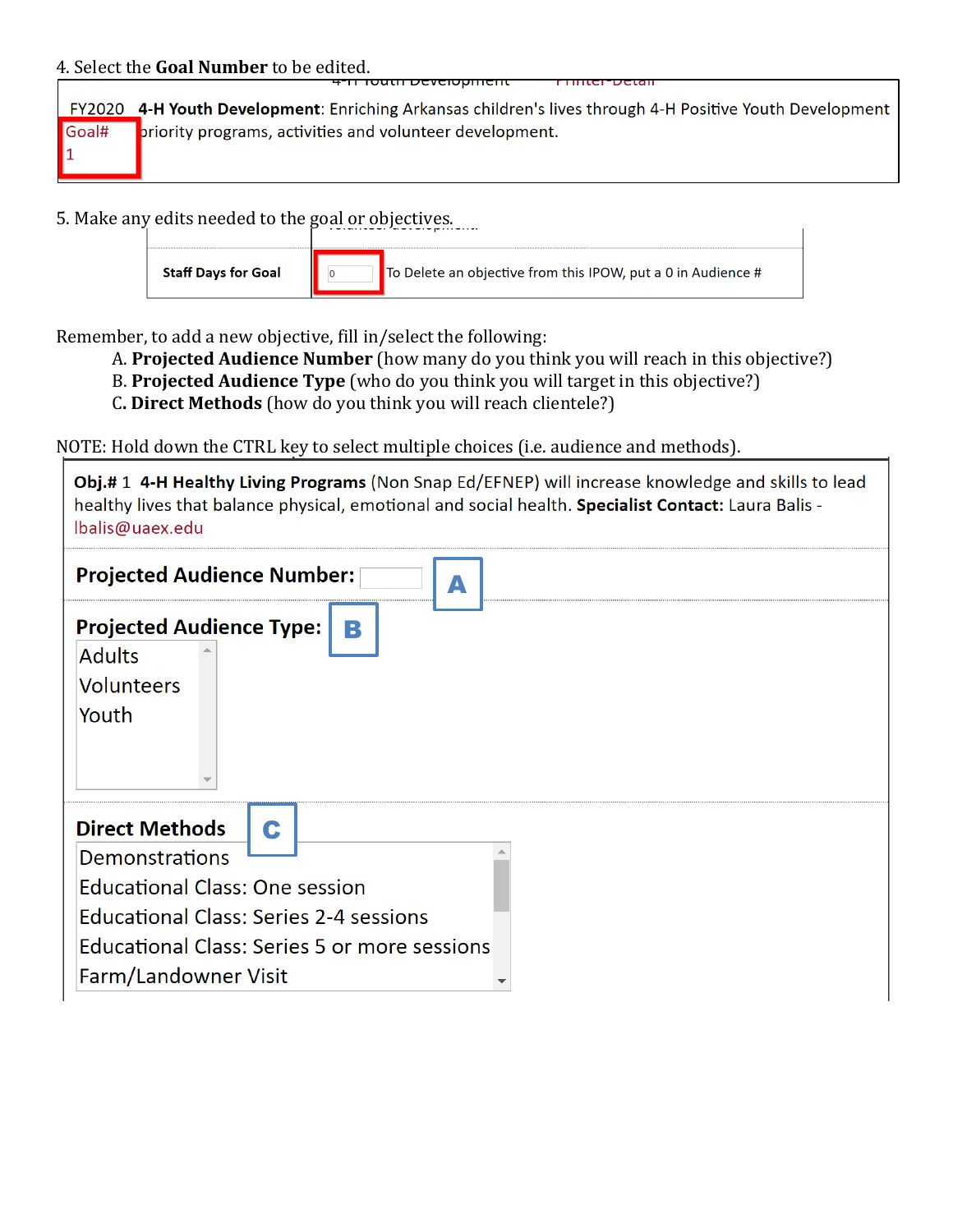4. Select the **Goal Number** to be edited.

FY2020 **4-H Youth Development**: Enriching Arkansas children's lives through 4-H Positive Youth Development priority programs, activities and volunteer development.

Goal# 1

5. Make any edits needed to the goal or objectives.

| **Staff Days for Goal** | 0 To Delete an objective from this IPOW, put a 0 in Audience # |
|---|---|

Remember, to add a new objective, fill in/select the following:

A. **Projected Audience Number** (how many do you think you will reach in this objective?)
B. **Projected Audience Type** (who do you think you will target in this objective?)
C. **Direct Methods** (how do you think you will reach clientele?)

NOTE: Hold down the CTRL key to select multiple choices (i.e. audience and methods).

**Obj.#** 1 **4-H Healthy Living Programs** (Non Snap Ed/EFNEP) will increase knowledge and skills to lead healthy lives that balance physical, emotional and social health. **Specialist Contact:** Laura Balis - lbalis@uaex.edu

**Projected Audience Number:** A

**Projected Audience Type:** B

- Adults
- Volunteers
- Youth

**Direct Methods** C

- Demonstrations
- Educational Class: One session
- Educational Class: Series 2-4 sessions
- Educational Class: Series 5 or more sessions
- Farm/Landowner Visit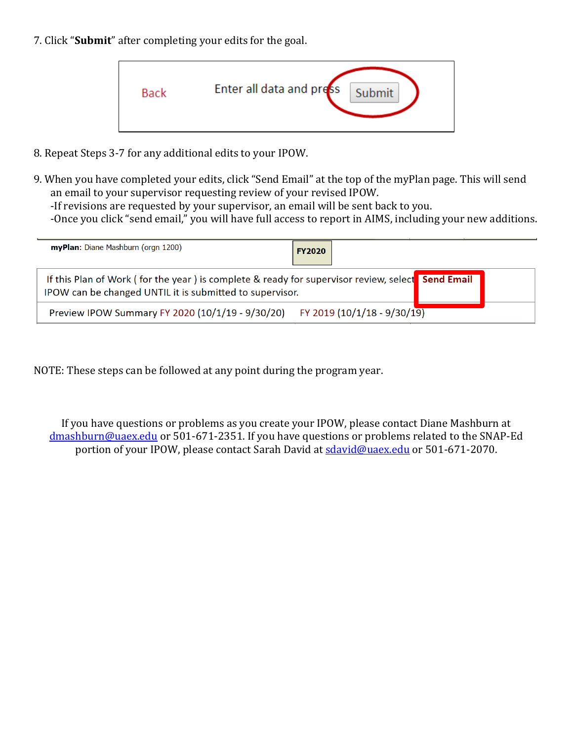7. Click “**Submit**” after completing your edits for the goal.

Back Enter all data and press Submit

8. Repeat Steps 3-7 for any additional edits to your IPOW.

9. When you have completed your edits, click “Send Email” at the top of the myPlan page. This will send an email to your supervisor requesting review of your revised IPOW.
   -If revisions are requested by your supervisor, an email will be sent back to you.
   -Once you click “send email,” you will have full access to report in AIMS, including your new additions.

**myPlan**: Diane Mashburn (orgn 1200) **FY2020**

If this Plan of Work ( for the year ) is complete & ready for supervisor review, select **Send Email**
IPOW can be changed UNTIL it is submitted to supervisor.

Preview IPOW Summary FY 2020 (10/1/19 - 9/30/20) FY 2019 (10/1/18 - 9/30/19)

NOTE: These steps can be followed at any point during the program year.

If you have questions or problems as you create your IPOW, please contact Diane Mashburn at dmashburn@uaex.edu or 501-671-2351. If you have questions or problems related to the SNAP-Ed portion of your IPOW, please contact Sarah David at sdavid@uaex.edu or 501-671-2070.